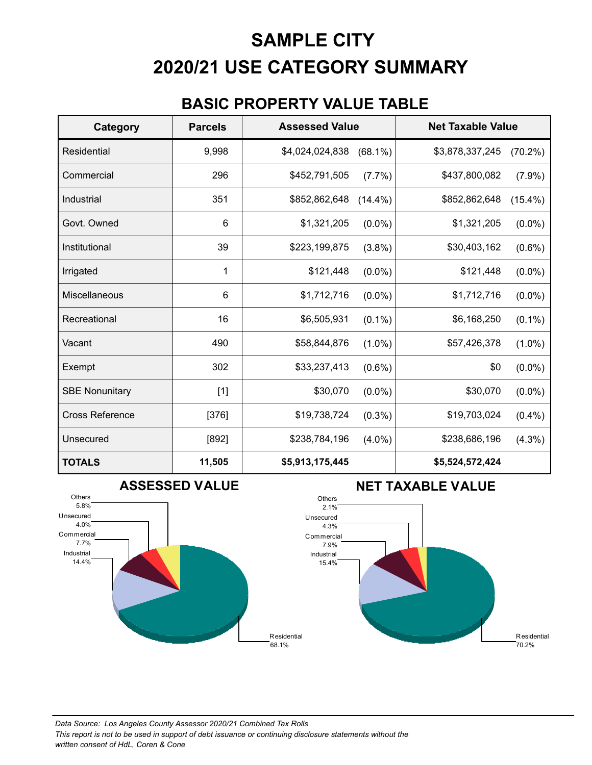# SAMPLE CITY
# 2020/21 USE CATEGORY SUMMARY

## BASIC PROPERTY VALUE TABLE

| Category | Parcels | Assessed Value | | Net Taxable Value | |
|---|---|---|---|---|---|
| Residential | 9,998 | $4,024,024,838 | (68.1%) | $3,878,337,245 | (70.2%) |
| Commercial | 296 | $452,791,505 | (7.7%) | $437,800,082 | (7.9%) |
| Industrial | 351 | $852,862,648 | (14.4%) | $852,862,648 | (15.4%) |
| Govt. Owned | 6 | $1,321,205 | (0.0%) | $1,321,205 | (0.0%) |
| Institutional | 39 | $223,199,875 | (3.8%) | $30,403,162 | (0.6%) |
| Irrigated | 1 | $121,448 | (0.0%) | $121,448 | (0.0%) |
| Miscellaneous | 6 | $1,712,716 | (0.0%) | $1,712,716 | (0.0%) |
| Recreational | 16 | $6,505,931 | (0.1%) | $6,168,250 | (0.1%) |
| Vacant | 490 | $58,844,876 | (1.0%) | $57,426,378 | (1.0%) |
| Exempt | 302 | $33,237,413 | (0.6%) | $0 | (0.0%) |
| SBE Nonunitary | [1] | $30,070 | (0.0%) | $30,070 | (0.0%) |
| Cross Reference | [376] | $19,738,724 | (0.3%) | $19,703,024 | (0.4%) |
| Unsecured | [892] | $238,784,196 | (4.0%) | $238,686,196 | (4.3%) |
| **TOTALS** | **11,505** | **$5,913,175,445** | | **$5,524,572,424** | |

## ASSESSED VALUE

Others 5.8%
Unsecured 4.0%
Commercial 7.7%
Industrial 14.4%
Residential 68.1%

## NET TAXABLE VALUE

Others 2.1%
Unsecured 4.3%
Commercial 7.9%
Industrial 15.4%
Residential 70.2%

*Data Source: Los Angeles County Assessor 2020/21 Combined Tax Rolls*
*This report is not to be used in support of debt issuance or continuing disclosure statements without the written consent of HdL, Coren & Cone*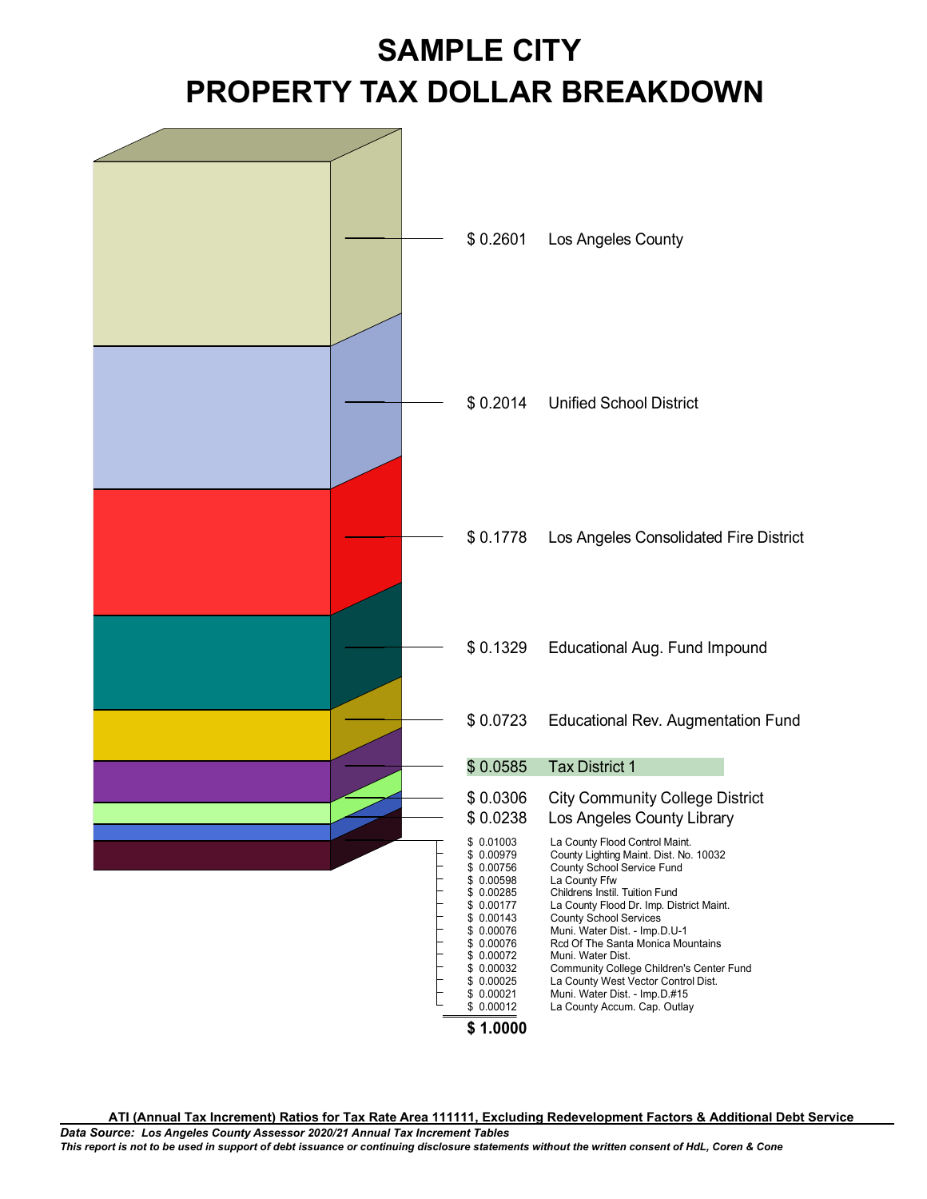# SAMPLE CITY
# PROPERTY TAX DOLLAR BREAKDOWN

| Amount | Agency |
|---|---|
| $ 0.2601 | Los Angeles County |
| $ 0.2014 | Unified School District |
| $ 0.1778 | Los Angeles Consolidated Fire District |
| $ 0.1329 | Educational Aug. Fund Impound |
| $ 0.0723 | Educational Rev. Augmentation Fund |
| $ 0.0585 | Tax District 1 |
| $ 0.0306 | City Community College District |
| $ 0.0238 | Los Angeles County Library |
| $ 0.01003 | La County Flood Control Maint. |
| $ 0.00979 | County Lighting Maint. Dist. No. 10032 |
| $ 0.00756 | County School Service Fund |
| $ 0.00598 | La County Ffw |
| $ 0.00285 | Childrens Instil. Tuition Fund |
| $ 0.00177 | La County Flood Dr. Imp. District Maint. |
| $ 0.00143 | County School Services |
| $ 0.00076 | Muni. Water Dist. - Imp.D.U-1 |
| $ 0.00076 | Rcd Of The Santa Monica Mountains |
| $ 0.00072 | Muni. Water Dist. |
| $ 0.00032 | Community College Children's Center Fund |
| $ 0.00025 | La County West Vector Control Dist. |
| $ 0.00021 | Muni. Water Dist. - Imp.D.#15 |
| $ 0.00012 | La County Accum. Cap. Outlay |
| **$ 1.0000** | |

**ATI (Annual Tax Increment) Ratios for Tax Rate Area 111111, Excluding Redevelopment Factors & Additional Debt Service**

***Data Source: Los Angeles County Assessor 2020/21 Annual Tax Increment Tables***

***This report is not to be used in support of debt issuance or continuing disclosure statements without the written consent of HdL, Coren & Cone***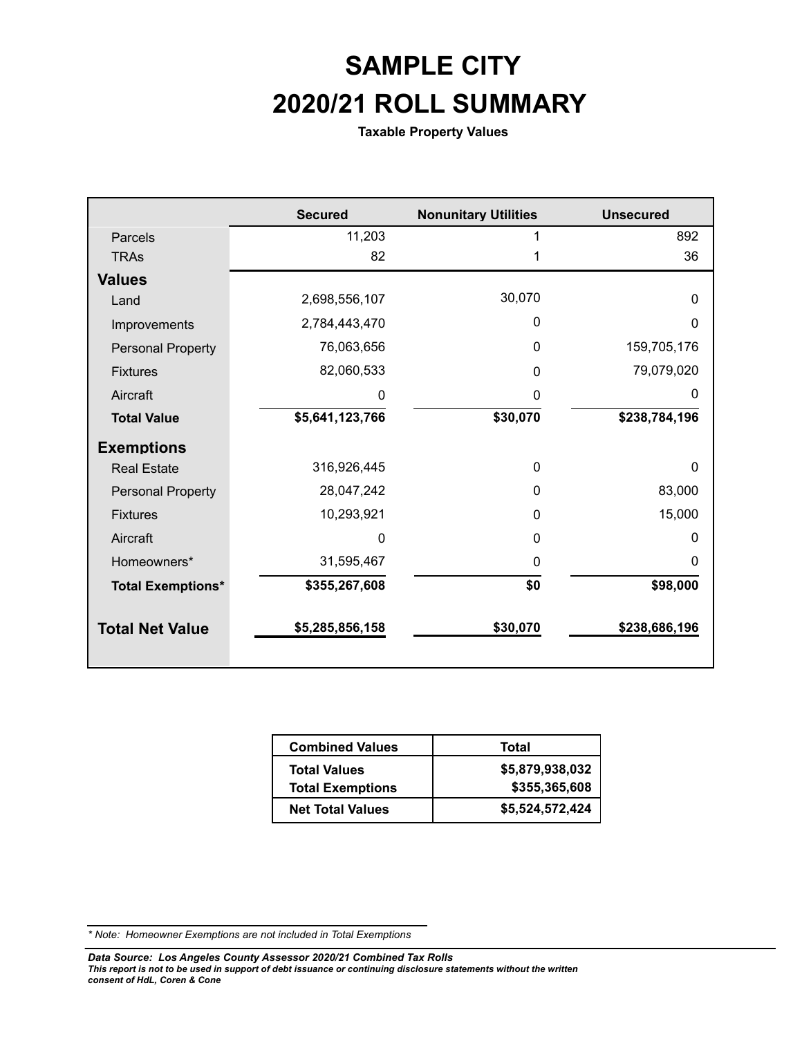# SAMPLE CITY

# 2020/21 ROLL SUMMARY

**Taxable Property Values**

| | Secured | Nonunitary Utilities | Unsecured |
|---|---|---|---|
| Parcels | 11,203 | 1 | 892 |
| TRAs | 82 | 1 | 36 |
| **Values** | | | |
| Land | 2,698,556,107 | 30,070 | 0 |
| Improvements | 2,784,443,470 | 0 | 0 |
| Personal Property | 76,063,656 | 0 | 159,705,176 |
| Fixtures | 82,060,533 | 0 | 79,079,020 |
| Aircraft | 0 | 0 | 0 |
| **Total Value** | **$5,641,123,766** | **$30,070** | **$238,784,196** |
| **Exemptions** | | | |
| Real Estate | 316,926,445 | 0 | 0 |
| Personal Property | 28,047,242 | 0 | 83,000 |
| Fixtures | 10,293,921 | 0 | 15,000 |
| Aircraft | 0 | 0 | 0 |
| Homeowners* | 31,595,467 | 0 | 0 |
| **Total Exemptions*** | **$355,267,608** | **$0** | **$98,000** |
| **Total Net Value** | **$5,285,856,158** | **$30,070** | **$238,686,196** |

| Combined Values | Total |
|---|---|
| **Total Values** | **$5,879,938,032** |
| **Total Exemptions** | **$355,365,608** |
| **Net Total Values** | **$5,524,572,424** |

*\* Note: Homeowner Exemptions are not included in Total Exemptions*

***Data Source: Los Angeles County Assessor 2020/21 Combined Tax Rolls***

***This report is not to be used in support of debt issuance or continuing disclosure statements without the written consent of HdL, Coren & Cone***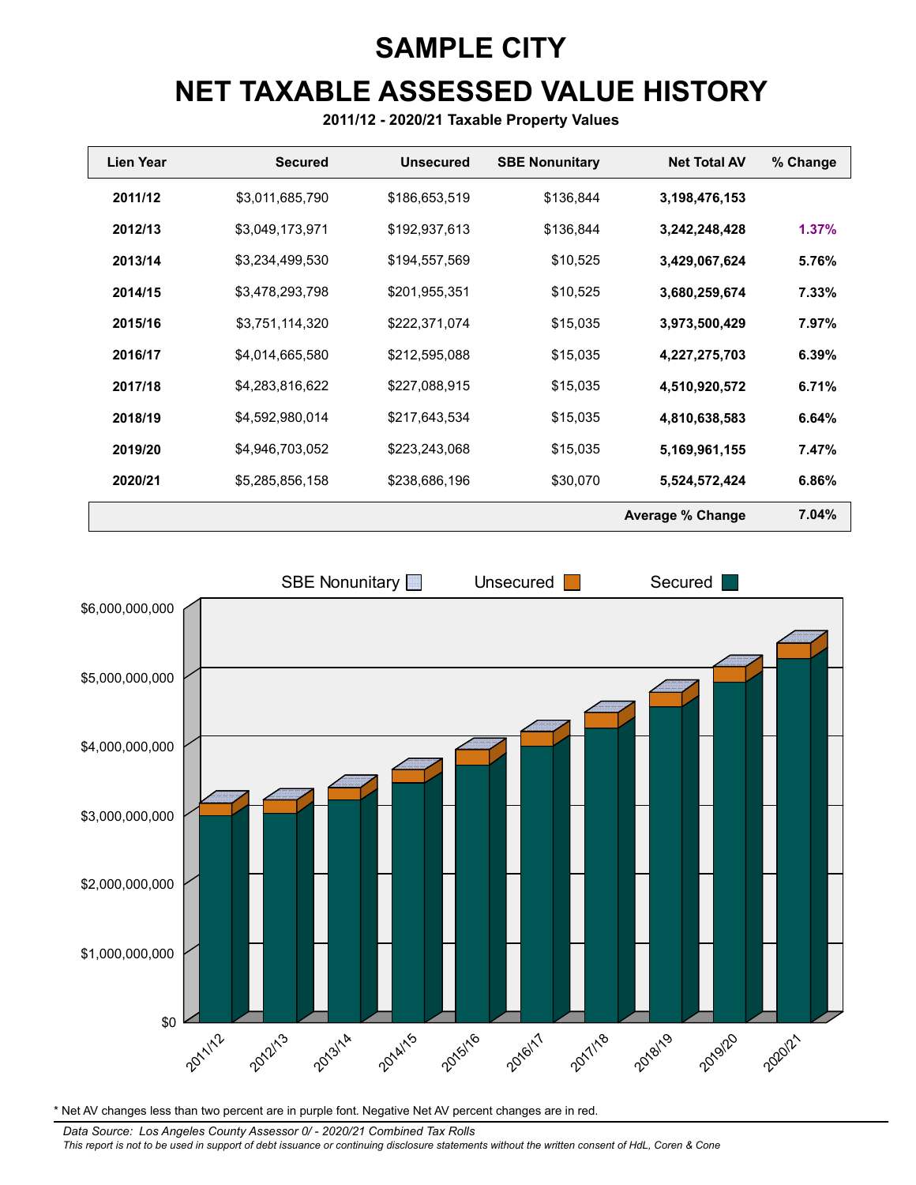# SAMPLE CITY

# NET TAXABLE ASSESSED VALUE HISTORY

**2011/12 - 2020/21 Taxable Property Values**

| Lien Year | Secured | Unsecured | SBE Nonunitary | Net Total AV | % Change |
|---|---|---|---|---|---|
| **2011/12** | $3,011,685,790 | $186,653,519 | $136,844 | **3,198,476,153** | |
| **2012/13** | $3,049,173,971 | $192,937,613 | $136,844 | **3,242,248,428** | **1.37%** |
| **2013/14** | $3,234,499,530 | $194,557,569 | $10,525 | **3,429,067,624** | **5.76%** |
| **2014/15** | $3,478,293,798 | $201,955,351 | $10,525 | **3,680,259,674** | **7.33%** |
| **2015/16** | $3,751,114,320 | $222,371,074 | $15,035 | **3,973,500,429** | **7.97%** |
| **2016/17** | $4,014,665,580 | $212,595,088 | $15,035 | **4,227,275,703** | **6.39%** |
| **2017/18** | $4,283,816,622 | $227,088,915 | $15,035 | **4,510,920,572** | **6.71%** |
| **2018/19** | $4,592,980,014 | $217,643,534 | $15,035 | **4,810,638,583** | **6.64%** |
| **2019/20** | $4,946,703,052 | $223,243,068 | $15,035 | **5,169,961,155** | **7.47%** |
| **2020/21** | $5,285,856,158 | $238,686,196 | $30,070 | **5,524,572,424** | **6.86%** |
| | | | | **Average % Change** | **7.04%** |

\* Net AV changes less than two percent are in purple font. Negative Net AV percent changes are in red.

*Data Source: Los Angeles County Assessor 0/ - 2020/21 Combined Tax Rolls*

*This report is not to be used in support of debt issuance or continuing disclosure statements without the written consent of HdL, Coren & Cone*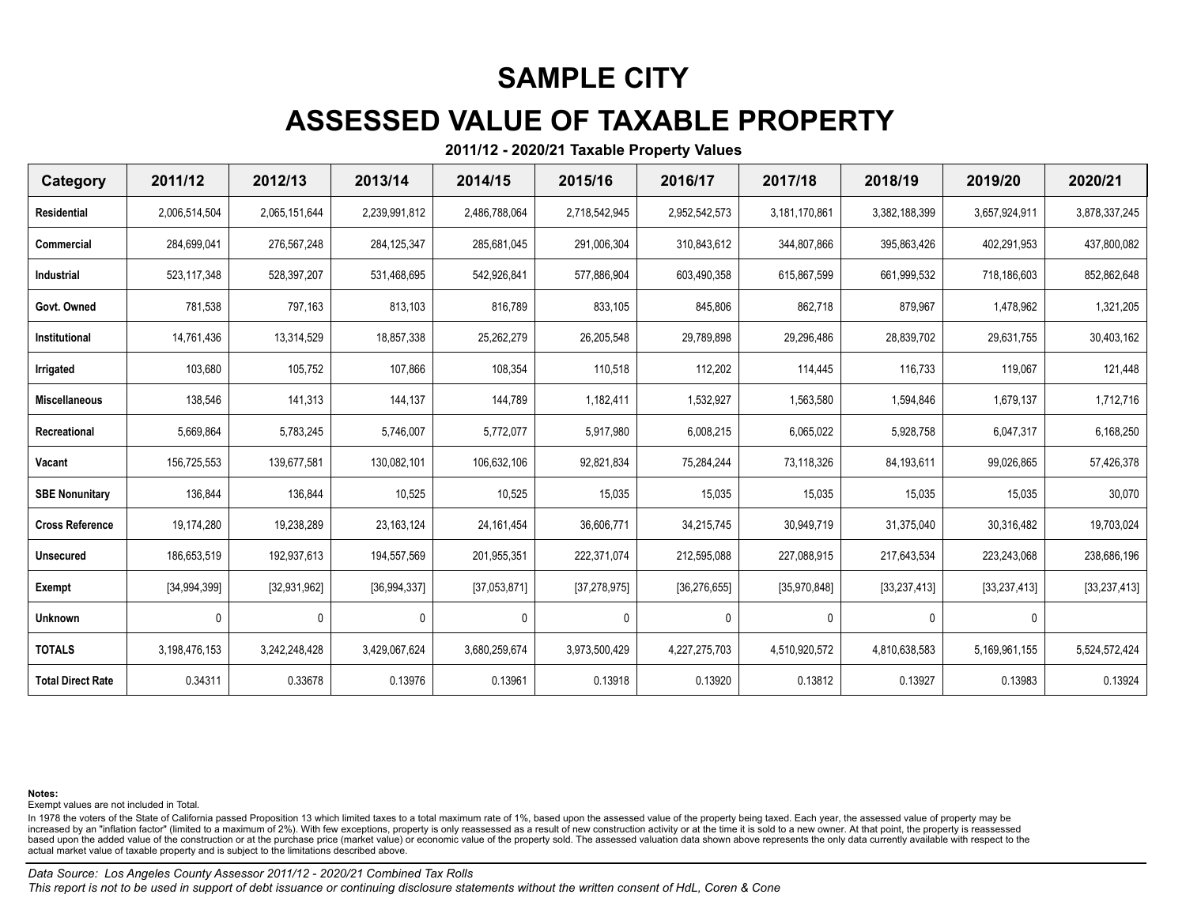# SAMPLE CITY

# ASSESSED VALUE OF TAXABLE PROPERTY

**2011/12 - 2020/21 Taxable Property Values**

| Category | 2011/12 | 2012/13 | 2013/14 | 2014/15 | 2015/16 | 2016/17 | 2017/18 | 2018/19 | 2019/20 | 2020/21 |
|---|---|---|---|---|---|---|---|---|---|---|
| **Residential** | 2,006,514,504 | 2,065,151,644 | 2,239,991,812 | 2,486,788,064 | 2,718,542,945 | 2,952,542,573 | 3,181,170,861 | 3,382,188,399 | 3,657,924,911 | 3,878,337,245 |
| **Commercial** | 284,699,041 | 276,567,248 | 284,125,347 | 285,681,045 | 291,006,304 | 310,843,612 | 344,807,866 | 395,863,426 | 402,291,953 | 437,800,082 |
| **Industrial** | 523,117,348 | 528,397,207 | 531,468,695 | 542,926,841 | 577,886,904 | 603,490,358 | 615,867,599 | 661,999,532 | 718,186,603 | 852,862,648 |
| **Govt. Owned** | 781,538 | 797,163 | 813,103 | 816,789 | 833,105 | 845,806 | 862,718 | 879,967 | 1,478,962 | 1,321,205 |
| **Institutional** | 14,761,436 | 13,314,529 | 18,857,338 | 25,262,279 | 26,205,548 | 29,789,898 | 29,296,486 | 28,839,702 | 29,631,755 | 30,403,162 |
| **Irrigated** | 103,680 | 105,752 | 107,866 | 108,354 | 110,518 | 112,202 | 114,445 | 116,733 | 119,067 | 121,448 |
| **Miscellaneous** | 138,546 | 141,313 | 144,137 | 144,789 | 1,182,411 | 1,532,927 | 1,563,580 | 1,594,846 | 1,679,137 | 1,712,716 |
| **Recreational** | 5,669,864 | 5,783,245 | 5,746,007 | 5,772,077 | 5,917,980 | 6,008,215 | 6,065,022 | 5,928,758 | 6,047,317 | 6,168,250 |
| **Vacant** | 156,725,553 | 139,677,581 | 130,082,101 | 106,632,106 | 92,821,834 | 75,284,244 | 73,118,326 | 84,193,611 | 99,026,865 | 57,426,378 |
| **SBE Nonunitary** | 136,844 | 136,844 | 10,525 | 10,525 | 15,035 | 15,035 | 15,035 | 15,035 | 15,035 | 30,070 |
| **Cross Reference** | 19,174,280 | 19,238,289 | 23,163,124 | 24,161,454 | 36,606,771 | 34,215,745 | 30,949,719 | 31,375,040 | 30,316,482 | 19,703,024 |
| **Unsecured** | 186,653,519 | 192,937,613 | 194,557,569 | 201,955,351 | 222,371,074 | 212,595,088 | 227,088,915 | 217,643,534 | 223,243,068 | 238,686,196 |
| **Exempt** | [34,994,399] | [32,931,962] | [36,994,337] | [37,053,871] | [37,278,975] | [36,276,655] | [35,970,848] | [33,237,413] | [33,237,413] | [33,237,413] |
| **Unknown** | 0 | 0 | 0 | 0 | 0 | 0 | 0 | 0 | 0 | |
| **TOTALS** | 3,198,476,153 | 3,242,248,428 | 3,429,067,624 | 3,680,259,674 | 3,973,500,429 | 4,227,275,703 | 4,510,920,572 | 4,810,638,583 | 5,169,961,155 | 5,524,572,424 |
| **Total Direct Rate** | 0.34311 | 0.33678 | 0.13976 | 0.13961 | 0.13918 | 0.13920 | 0.13812 | 0.13927 | 0.13983 | 0.13924 |

**Notes:**

Exempt values are not included in Total.

In 1978 the voters of the State of California passed Proposition 13 which limited taxes to a total maximum rate of 1%, based upon the assessed value of the property being taxed. Each year, the assessed value of property may be increased by an "inflation factor" (limited to a maximum of 2%). With few exceptions, property is only reassessed as a result of new construction activity or at the time it is sold to a new owner. At that point, the property is reassessed based upon the added value of the construction or at the purchase price (market value) or economic value of the property sold. The assessed valuation data shown above represents the only data currently available with respect to the actual market value of taxable property and is subject to the limitations described above.

*Data Source: Los Angeles County Assessor 2011/12 - 2020/21 Combined Tax Rolls*

*This report is not to be used in support of debt issuance or continuing disclosure statements without the written consent of HdL, Coren & Cone*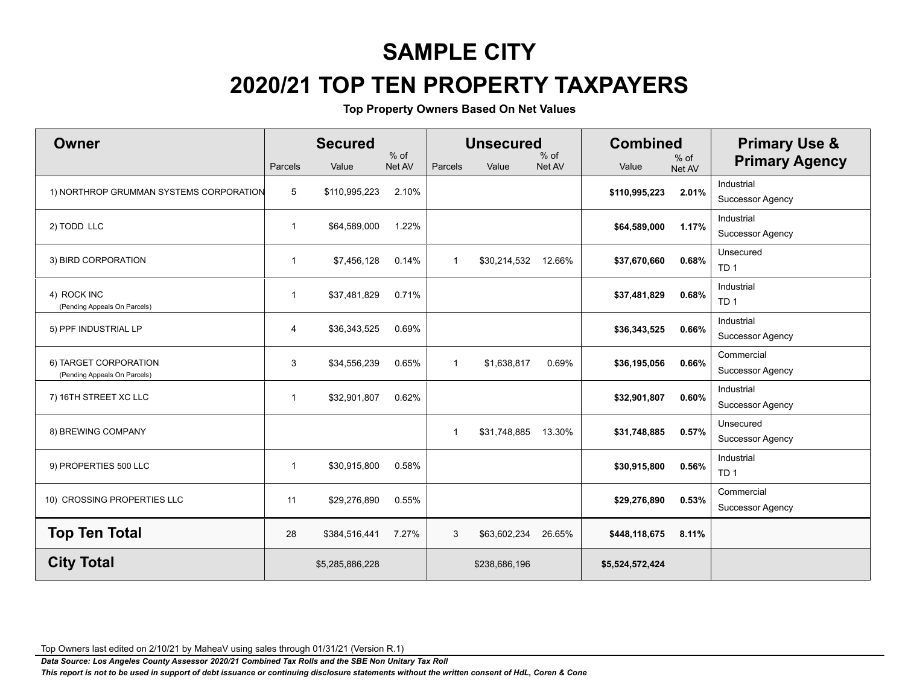# SAMPLE CITY

# 2020/21 TOP TEN PROPERTY TAXPAYERS

**Top Property Owners Based On Net Values**

| Owner | Secured | | | Unsecured | | | Combined | | Primary Use & Primary Agency |
|---|---|---|---|---|---|---|---|---|---|
| | Parcels | Value | % of Net AV | Parcels | Value | % of Net AV | Value | % of Net AV | |
| 1) NORTHROP GRUMMAN SYSTEMS CORPORATION | 5 | $110,995,223 | 2.10% | | | | **$110,995,223** | **2.01%** | Industrial<br>Successor Agency |
| 2) TODD LLC | 1 | $64,589,000 | 1.22% | | | | **$64,589,000** | **1.17%** | Industrial<br>Successor Agency |
| 3) BIRD CORPORATION | 1 | $7,456,128 | 0.14% | 1 | $30,214,532 | 12.66% | **$37,670,660** | **0.68%** | Unsecured<br>TD 1 |
| 4) ROCK INC<br>(Pending Appeals On Parcels) | 1 | $37,481,829 | 0.71% | | | | **$37,481,829** | **0.68%** | Industrial<br>TD 1 |
| 5) PPF INDUSTRIAL LP | 4 | $36,343,525 | 0.69% | | | | **$36,343,525** | **0.66%** | Industrial<br>Successor Agency |
| 6) TARGET CORPORATION<br>(Pending Appeals On Parcels) | 3 | $34,556,239 | 0.65% | 1 | $1,638,817 | 0.69% | **$36,195,056** | **0.66%** | Commercial<br>Successor Agency |
| 7) 16TH STREET XC LLC | 1 | $32,901,807 | 0.62% | | | | **$32,901,807** | **0.60%** | Industrial<br>Successor Agency |
| 8) BREWING COMPANY | | | | 1 | $31,748,885 | 13.30% | **$31,748,885** | **0.57%** | Unsecured<br>Successor Agency |
| 9) PROPERTIES 500 LLC | 1 | $30,915,800 | 0.58% | | | | **$30,915,800** | **0.56%** | Industrial<br>TD 1 |
| 10) CROSSING PROPERTIES LLC | 11 | $29,276,890 | 0.55% | | | | **$29,276,890** | **0.53%** | Commercial<br>Successor Agency |
| **Top Ten Total** | 28 | $384,516,441 | 7.27% | 3 | $63,602,234 | 26.65% | **$448,118,675** | **8.11%** | |
| **City Total** | | $5,285,886,228 | | | $238,686,196 | | **$5,524,572,424** | | |

Top Owners last edited on 2/10/21 by MaheaV using sales through 01/31/21 (Version R.1)

***Data Source: Los Angeles County Assessor 2020/21 Combined Tax Rolls and the SBE Non Unitary Tax Roll***

***This report is not to be used in support of debt issuance or continuing disclosure statements without the written consent of HdL, Coren & Cone***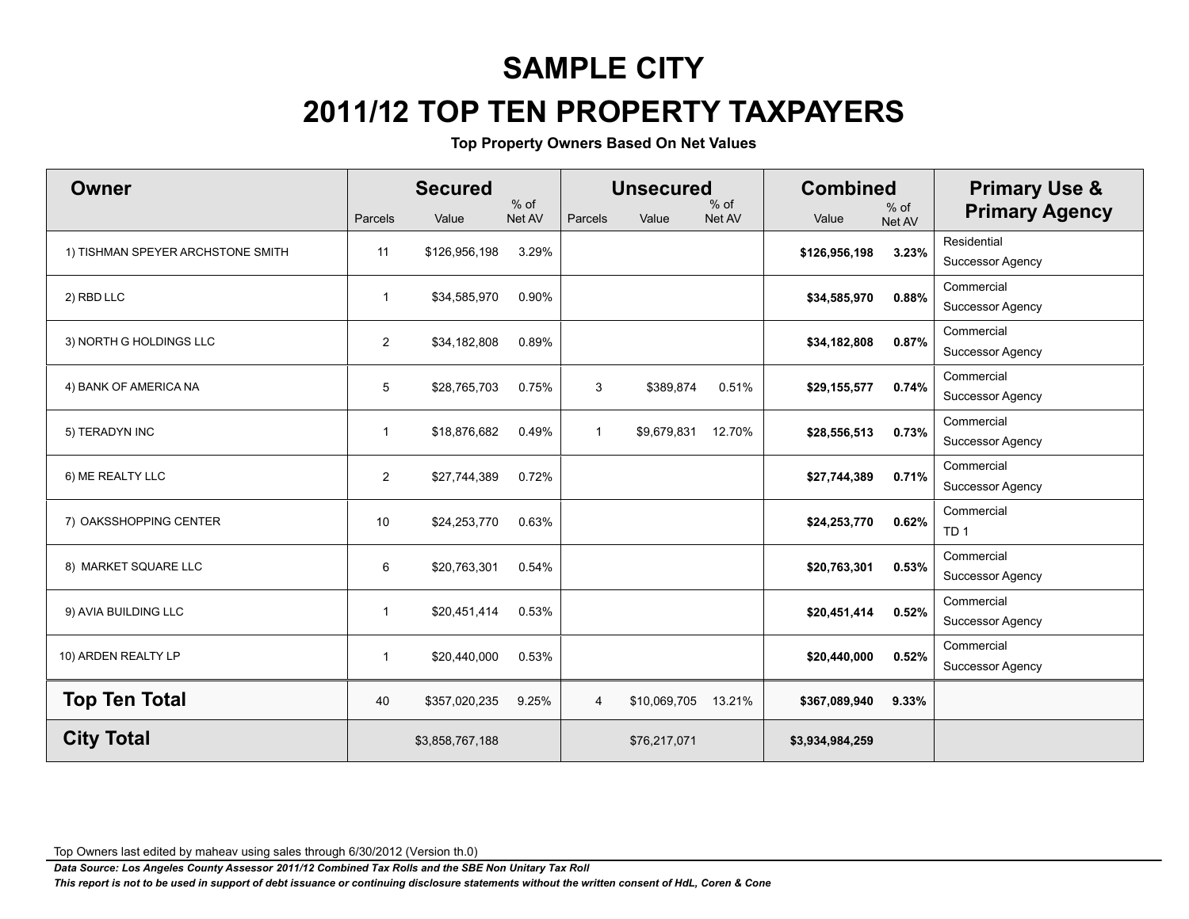# SAMPLE CITY

# 2011/12 TOP TEN PROPERTY TAXPAYERS

**Top Property Owners Based On Net Values**

| Owner | Secured | | | Unsecured | | | Combined | | Primary Use & Primary Agency |
|---|---|---|---|---|---|---|---|---|---|
| | Parcels | Value | % of Net AV | Parcels | Value | % of Net AV | Value | % of Net AV | |
| 1) TISHMAN SPEYER ARCHSTONE SMITH | 11 | $126,956,198 | 3.29% | | | | **$126,956,198** | **3.23%** | Residential<br>Successor Agency |
| 2) RBD LLC | 1 | $34,585,970 | 0.90% | | | | **$34,585,970** | **0.88%** | Commercial<br>Successor Agency |
| 3) NORTH G HOLDINGS LLC | 2 | $34,182,808 | 0.89% | | | | **$34,182,808** | **0.87%** | Commercial<br>Successor Agency |
| 4) BANK OF AMERICA NA | 5 | $28,765,703 | 0.75% | 3 | $389,874 | 0.51% | **$29,155,577** | **0.74%** | Commercial<br>Successor Agency |
| 5) TERADYN INC | 1 | $18,876,682 | 0.49% | 1 | $9,679,831 | 12.70% | **$28,556,513** | **0.73%** | Commercial<br>Successor Agency |
| 6) ME REALTY LLC | 2 | $27,744,389 | 0.72% | | | | **$27,744,389** | **0.71%** | Commercial<br>Successor Agency |
| 7) OAKSSHOPPING CENTER | 10 | $24,253,770 | 0.63% | | | | **$24,253,770** | **0.62%** | Commercial<br>TD 1 |
| 8) MARKET SQUARE LLC | 6 | $20,763,301 | 0.54% | | | | **$20,763,301** | **0.53%** | Commercial<br>Successor Agency |
| 9) AVIA BUILDING LLC | 1 | $20,451,414 | 0.53% | | | | **$20,451,414** | **0.52%** | Commercial<br>Successor Agency |
| 10) ARDEN REALTY LP | 1 | $20,440,000 | 0.53% | | | | **$20,440,000** | **0.52%** | Commercial<br>Successor Agency |
| **Top Ten Total** | 40 | $357,020,235 | 9.25% | 4 | $10,069,705 | 13.21% | **$367,089,940** | **9.33%** | |
| **City Total** | | $3,858,767,188 | | | $76,217,071 | | **$3,934,984,259** | | |

Top Owners last edited by maheav using sales through 6/30/2012 (Version th.0)

***Data Source: Los Angeles County Assessor 2011/12 Combined Tax Rolls and the SBE Non Unitary Tax Roll***

***This report is not to be used in support of debt issuance or continuing disclosure statements without the written consent of HdL, Coren & Cone***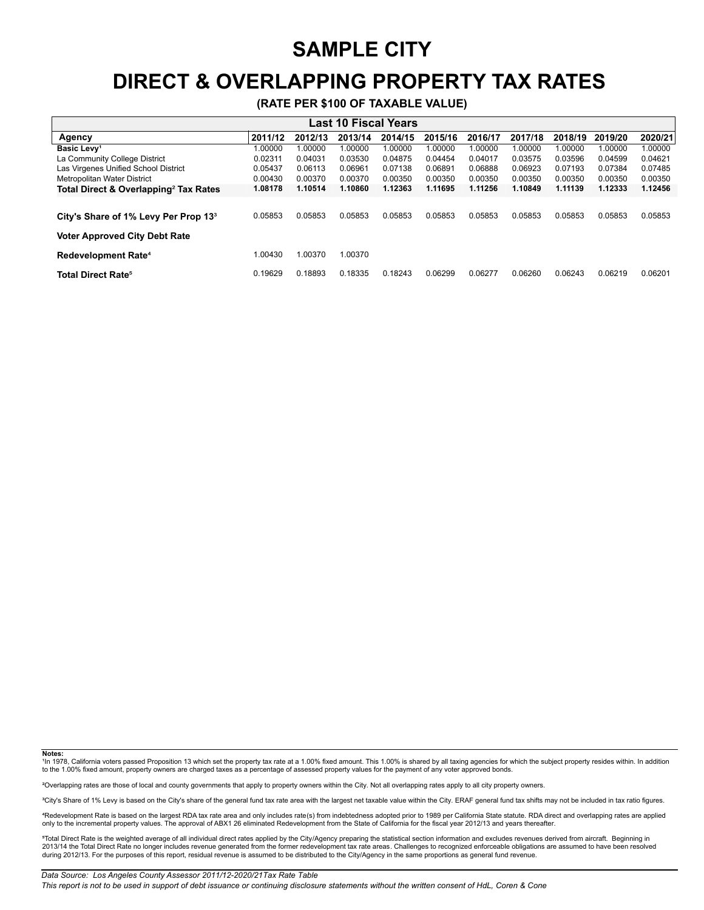# SAMPLE CITY

# DIRECT & OVERLAPPING PROPERTY TAX RATES

**(RATE PER $100 OF TAXABLE VALUE)**

| Last 10 Fiscal Years | | | | | | | | | | |
|---|---|---|---|---|---|---|---|---|---|---|
| **Agency** | **2011/12** | **2012/13** | **2013/14** | **2014/15** | **2015/16** | **2016/17** | **2017/18** | **2018/19** | **2019/20** | **2020/21** |
| **Basic Levy[1]** | 1.00000 | 1.00000 | 1.00000 | 1.00000 | 1.00000 | 1.00000 | 1.00000 | 1.00000 | 1.00000 | 1.00000 |
| La Community College District | 0.02311 | 0.04031 | 0.03530 | 0.04875 | 0.04454 | 0.04017 | 0.03575 | 0.03596 | 0.04599 | 0.04621 |
| Las Virgenes Unified School District | 0.05437 | 0.06113 | 0.06961 | 0.07138 | 0.06891 | 0.06888 | 0.06923 | 0.07193 | 0.07384 | 0.07485 |
| Metropolitan Water District | 0.00430 | 0.00370 | 0.00370 | 0.00350 | 0.00350 | 0.00350 | 0.00350 | 0.00350 | 0.00350 | 0.00350 |
| **Total Direct & Overlapping[2] Tax Rates** | **1.08178** | **1.10514** | **1.10860** | **1.12363** | **1.11695** | **1.11256** | **1.10849** | **1.11139** | **1.12333** | **1.12456** |
| | | | | | | | | | | |
| **City's Share of 1% Levy Per Prop 13[3]** | 0.05853 | 0.05853 | 0.05853 | 0.05853 | 0.05853 | 0.05853 | 0.05853 | 0.05853 | 0.05853 | 0.05853 |
| **Voter Approved City Debt Rate** | | | | | | | | | | |
| **Redevelopment Rate[4]** | 1.00430 | 1.00370 | 1.00370 | | | | | | | |
| **Total Direct Rate[5]** | 0.19629 | 0.18893 | 0.18335 | 0.18243 | 0.06299 | 0.06277 | 0.06260 | 0.06243 | 0.06219 | 0.06201 |

**Notes:**

[1]In 1978, California voters passed Proposition 13 which set the property tax rate at a 1.00% fixed amount. This 1.00% is shared by all taxing agencies for which the subject property resides within. In addition to the 1.00% fixed amount, property owners are charged taxes as a percentage of assessed property values for the payment of any voter approved bonds.

[2]Overlapping rates are those of local and county governments that apply to property owners within the City. Not all overlapping rates apply to all city property owners.

[3]City's Share of 1% Levy is based on the City's share of the general fund tax rate area with the largest net taxable value within the City. ERAF general fund tax shifts may not be included in tax ratio figures.

[4]Redevelopment Rate is based on the largest RDA tax rate area and only includes rate(s) from indebtedness adopted prior to 1989 per California State statute. RDA direct and overlapping rates are applied only to the incremental property values. The approval of ABX1 26 eliminated Redevelopment from the State of California for the fiscal year 2012/13 and years thereafter.

[5]Total Direct Rate is the weighted average of all individual direct rates applied by the City/Agency preparing the statistical section information and excludes revenues derived from aircraft. Beginning in 2013/14 the Total Direct Rate no longer includes revenue generated from the former redevelopment tax rate areas. Challenges to recognized enforceable obligations are assumed to have been resolved during 2012/13. For the purposes of this report, residual revenue is assumed to be distributed to the City/Agency in the same proportions as general fund revenue.

*Data Source: Los Angeles County Assessor 2011/12-2020/21Tax Rate Table*

*This report is not to be used in support of debt issuance or continuing disclosure statements without the written consent of HdL, Coren & Cone*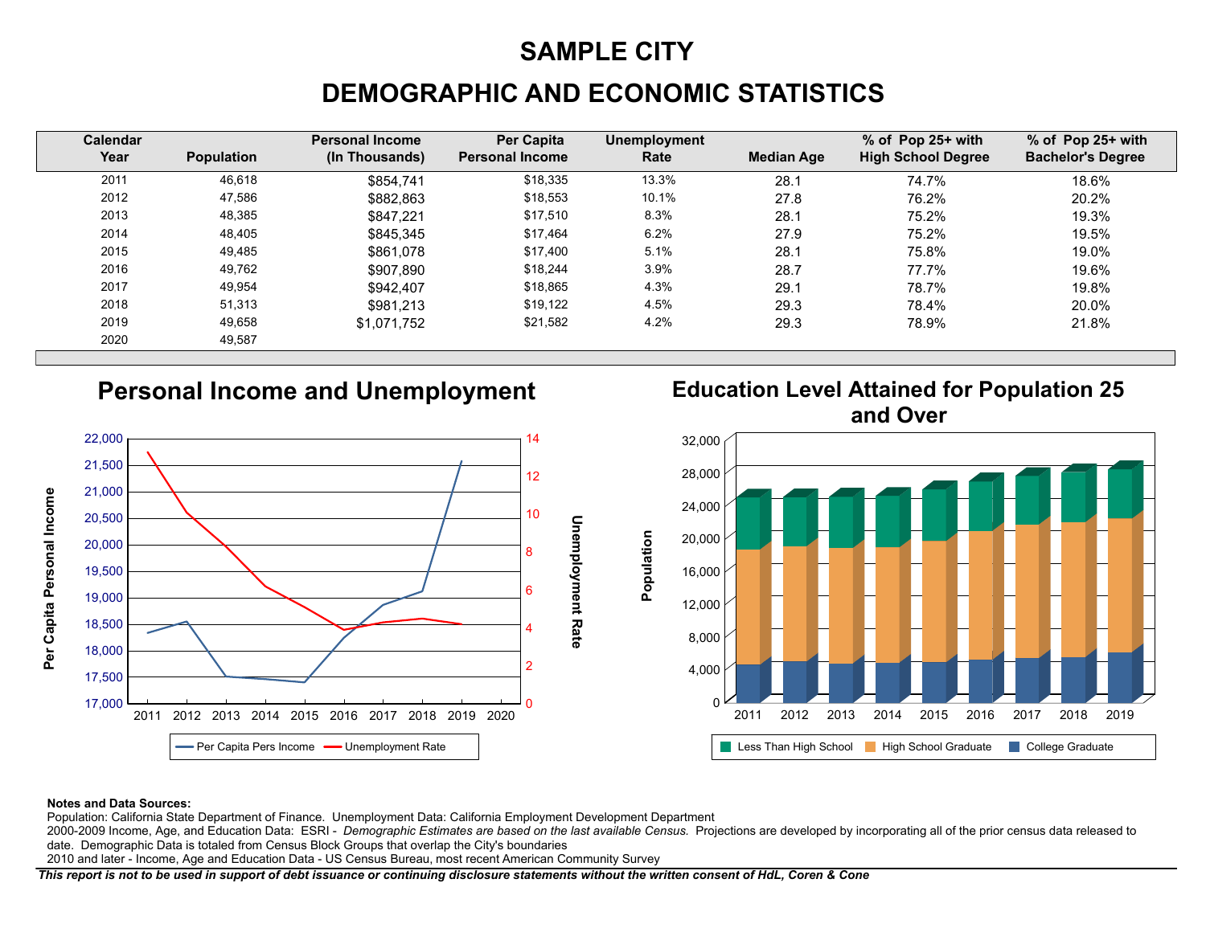# SAMPLE CITY

# DEMOGRAPHIC AND ECONOMIC STATISTICS

| Calendar Year | Population | Personal Income (In Thousands) | Per Capita Personal Income | Unemployment Rate | Median Age | % of Pop 25+ with High School Degree | % of Pop 25+ with Bachelor's Degree |
|---|---|---|---|---|---|---|---|
| 2011 | 46,618 | $854,741 | $18,335 | 13.3% | 28.1 | 74.7% | 18.6% |
| 2012 | 47,586 | $882,863 | $18,553 | 10.1% | 27.8 | 76.2% | 20.2% |
| 2013 | 48,385 | $847,221 | $17,510 | 8.3% | 28.1 | 75.2% | 19.3% |
| 2014 | 48,405 | $845,345 | $17,464 | 6.2% | 27.9 | 75.2% | 19.5% |
| 2015 | 49,485 | $861,078 | $17,400 | 5.1% | 28.1 | 75.8% | 19.0% |
| 2016 | 49,762 | $907,890 | $18,244 | 3.9% | 28.7 | 77.7% | 19.6% |
| 2017 | 49,954 | $942,407 | $18,865 | 4.3% | 29.1 | 78.7% | 19.8% |
| 2018 | 51,313 | $981,213 | $19,122 | 4.5% | 29.3 | 78.4% | 20.0% |
| 2019 | 49,658 | $1,071,752 | $21,582 | 4.2% | 29.3 | 78.9% | 21.8% |
| 2020 | 49,587 | | | | | | |

## Personal Income and Unemployment

## Education Level Attained for Population 25 and Over

**Notes and Data Sources:**

Population: California State Department of Finance. Unemployment Data: California Employment Development Department

2000-2009 Income, Age, and Education Data: ESRI - *Demographic Estimates are based on the last available Census.* Projections are developed by incorporating all of the prior census data released to date. Demographic Data is totaled from Census Block Groups that overlap the City's boundaries

2010 and later - Income, Age and Education Data - US Census Bureau, most recent American Community Survey

***This report is not to be used in support of debt issuance or continuing disclosure statements without the written consent of HdL, Coren & Cone***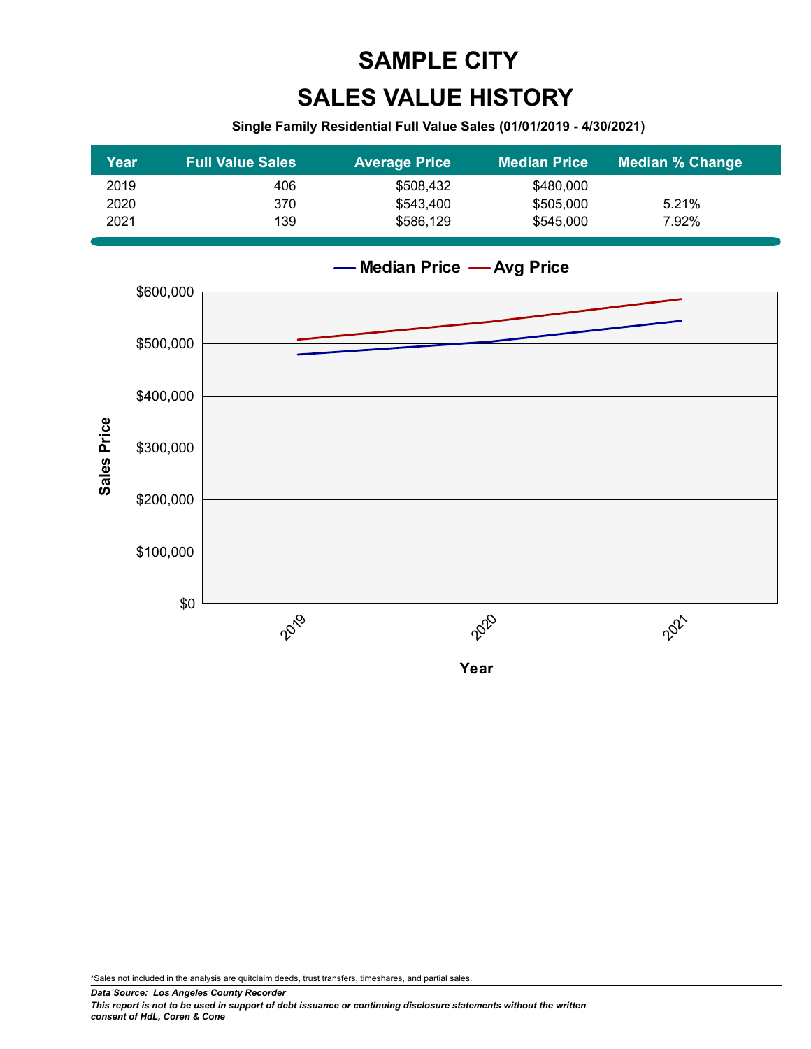# SAMPLE CITY

# SALES VALUE HISTORY

**Single Family Residential Full Value Sales (01/01/2019 - 4/30/2021)**

| Year | Full Value Sales | Average Price | Median Price | Median % Change |
|---|---|---|---|---|
| 2019 | 406 | $508,432 | $480,000 | |
| 2020 | 370 | $543,400 | $505,000 | 5.21% |
| 2021 | 139 | $586,129 | $545,000 | 7.92% |

*Sales not included in the analysis are quitclaim deeds, trust transfers, timeshares, and partial sales.

***Data Source: Los Angeles County Recorder***

***This report is not to be used in support of debt issuance or continuing disclosure statements without the written consent of HdL, Coren & Cone***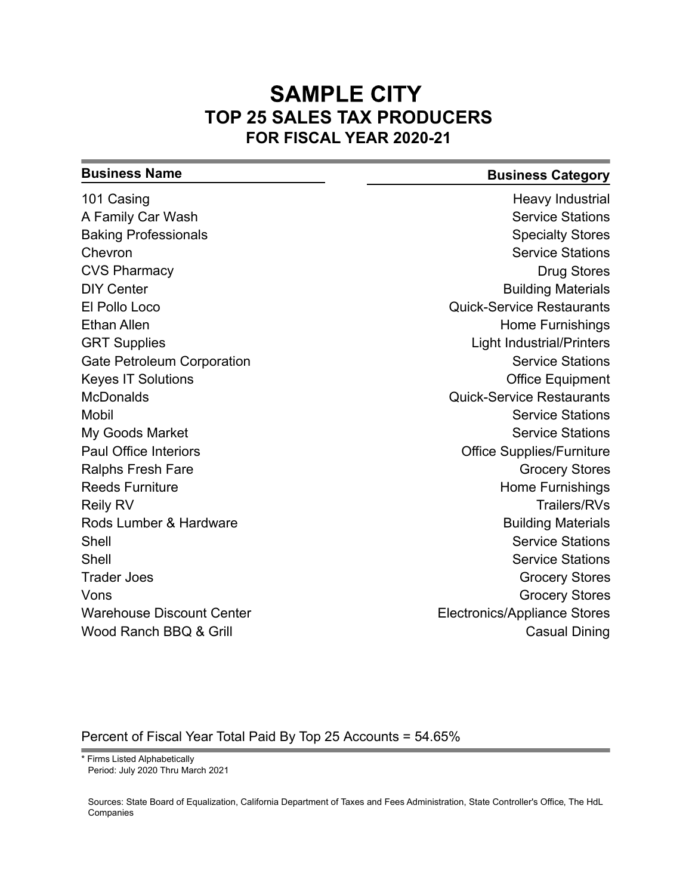# SAMPLE CITY
## TOP 25 SALES TAX PRODUCERS
### FOR FISCAL YEAR 2020-21

| Business Name | Business Category |
|---|---|
| 101 Casing | Heavy Industrial |
| A Family Car Wash | Service Stations |
| Baking Professionals | Specialty Stores |
| Chevron | Service Stations |
| CVS Pharmacy | Drug Stores |
| DIY Center | Building Materials |
| El Pollo Loco | Quick-Service Restaurants |
| Ethan Allen | Home Furnishings |
| GRT Supplies | Light Industrial/Printers |
| Gate Petroleum Corporation | Service Stations |
| Keyes IT Solutions | Office Equipment |
| McDonalds | Quick-Service Restaurants |
| Mobil | Service Stations |
| My Goods Market | Service Stations |
| Paul Office Interiors | Office Supplies/Furniture |
| Ralphs Fresh Fare | Grocery Stores |
| Reeds Furniture | Home Furnishings |
| Reily RV | Trailers/RVs |
| Rods Lumber & Hardware | Building Materials |
| Shell | Service Stations |
| Shell | Service Stations |
| Trader Joes | Grocery Stores |
| Vons | Grocery Stores |
| Warehouse Discount Center | Electronics/Appliance Stores |
| Wood Ranch BBQ & Grill | Casual Dining |

Percent of Fiscal Year Total Paid By Top 25 Accounts = 54.65%

\* Firms Listed Alphabetically
Period: July 2020 Thru March 2021

Sources: State Board of Equalization, California Department of Taxes and Fees Administration, State Controller's Office, The HdL Companies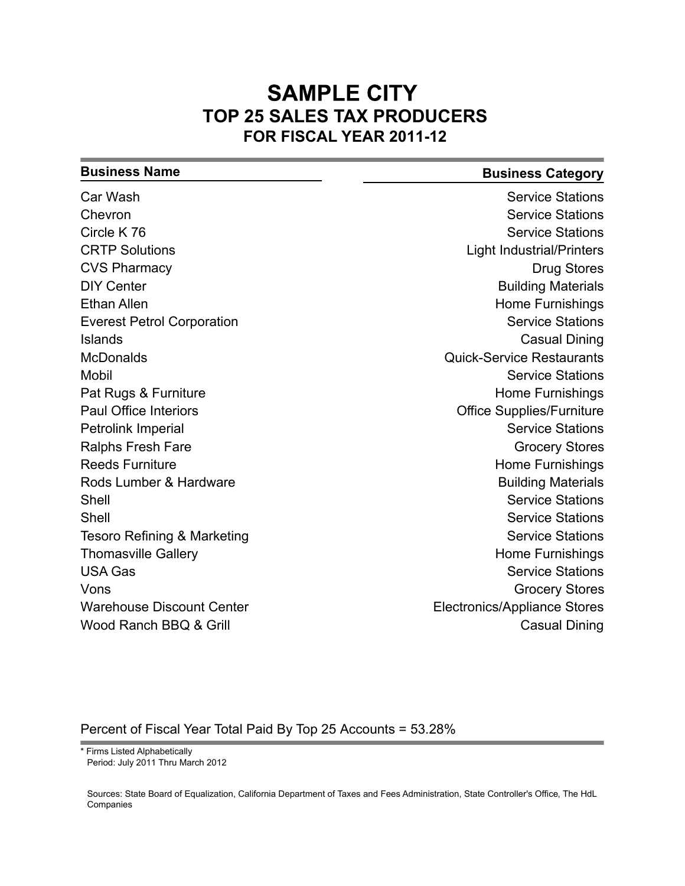# SAMPLE CITY
## TOP 25 SALES TAX PRODUCERS
### FOR FISCAL YEAR 2011-12

| Business Name | Business Category |
|---|---|
| Car Wash | Service Stations |
| Chevron | Service Stations |
| Circle K 76 | Service Stations |
| CRTP Solutions | Light Industrial/Printers |
| CVS Pharmacy | Drug Stores |
| DIY Center | Building Materials |
| Ethan Allen | Home Furnishings |
| Everest Petrol Corporation | Service Stations |
| Islands | Casual Dining |
| McDonalds | Quick-Service Restaurants |
| Mobil | Service Stations |
| Pat Rugs & Furniture | Home Furnishings |
| Paul Office Interiors | Office Supplies/Furniture |
| Petrolink Imperial | Service Stations |
| Ralphs Fresh Fare | Grocery Stores |
| Reeds Furniture | Home Furnishings |
| Rods Lumber & Hardware | Building Materials |
| Shell | Service Stations |
| Shell | Service Stations |
| Tesoro Refining & Marketing | Service Stations |
| Thomasville Gallery | Home Furnishings |
| USA Gas | Service Stations |
| Vons | Grocery Stores |
| Warehouse Discount Center | Electronics/Appliance Stores |
| Wood Ranch BBQ & Grill | Casual Dining |

Percent of Fiscal Year Total Paid By Top 25 Accounts = 53.28%

* Firms Listed Alphabetically
Period: July 2011 Thru March 2012

Sources: State Board of Equalization, California Department of Taxes and Fees Administration, State Controller's Office, The HdL Companies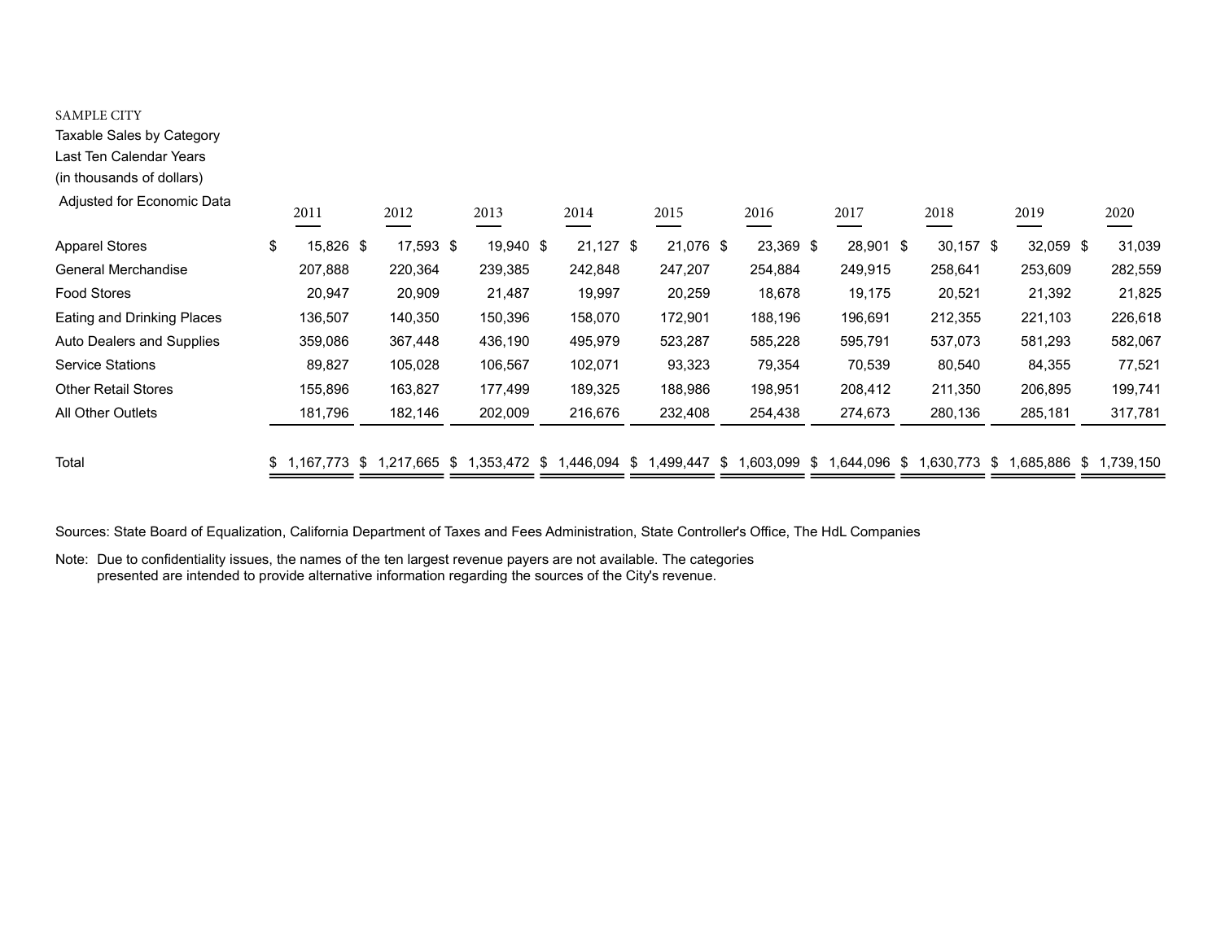SAMPLE CITY

Taxable Sales by Category

Last Ten Calendar Years

(in thousands of dollars)

Adjusted for Economic Data

| | 2011 | 2012 | 2013 | 2014 | 2015 | 2016 | 2017 | 2018 | 2019 | 2020 |
|---|---|---|---|---|---|---|---|---|---|---|
| Apparel Stores | $ 15,826 | $ 17,593 | $ 19,940 | $ 21,127 | $ 21,076 | $ 23,369 | $ 28,901 | $ 30,157 | $ 32,059 | $ 31,039 |
| General Merchandise | 207,888 | 220,364 | 239,385 | 242,848 | 247,207 | 254,884 | 249,915 | 258,641 | 253,609 | 282,559 |
| Food Stores | 20,947 | 20,909 | 21,487 | 19,997 | 20,259 | 18,678 | 19,175 | 20,521 | 21,392 | 21,825 |
| Eating and Drinking Places | 136,507 | 140,350 | 150,396 | 158,070 | 172,901 | 188,196 | 196,691 | 212,355 | 221,103 | 226,618 |
| Auto Dealers and Supplies | 359,086 | 367,448 | 436,190 | 495,979 | 523,287 | 585,228 | 595,791 | 537,073 | 581,293 | 582,067 |
| Service Stations | 89,827 | 105,028 | 106,567 | 102,071 | 93,323 | 79,354 | 70,539 | 80,540 | 84,355 | 77,521 |
| Other Retail Stores | 155,896 | 163,827 | 177,499 | 189,325 | 188,986 | 198,951 | 208,412 | 211,350 | 206,895 | 199,741 |
| All Other Outlets | 181,796 | 182,146 | 202,009 | 216,676 | 232,408 | 254,438 | 274,673 | 280,136 | 285,181 | 317,781 |
| Total | $ 1,167,773 | $ 1,217,665 | $ 1,353,472 | $ 1,446,094 | $ 1,499,447 | $ 1,603,099 | $ 1,644,096 | $ 1,630,773 | $ 1,685,886 | $ 1,739,150 |

Sources: State Board of Equalization, California Department of Taxes and Fees Administration, State Controller's Office, The HdL Companies

Note: Due to confidentiality issues, the names of the ten largest revenue payers are not available. The categories presented are intended to provide alternative information regarding the sources of the City's revenue.